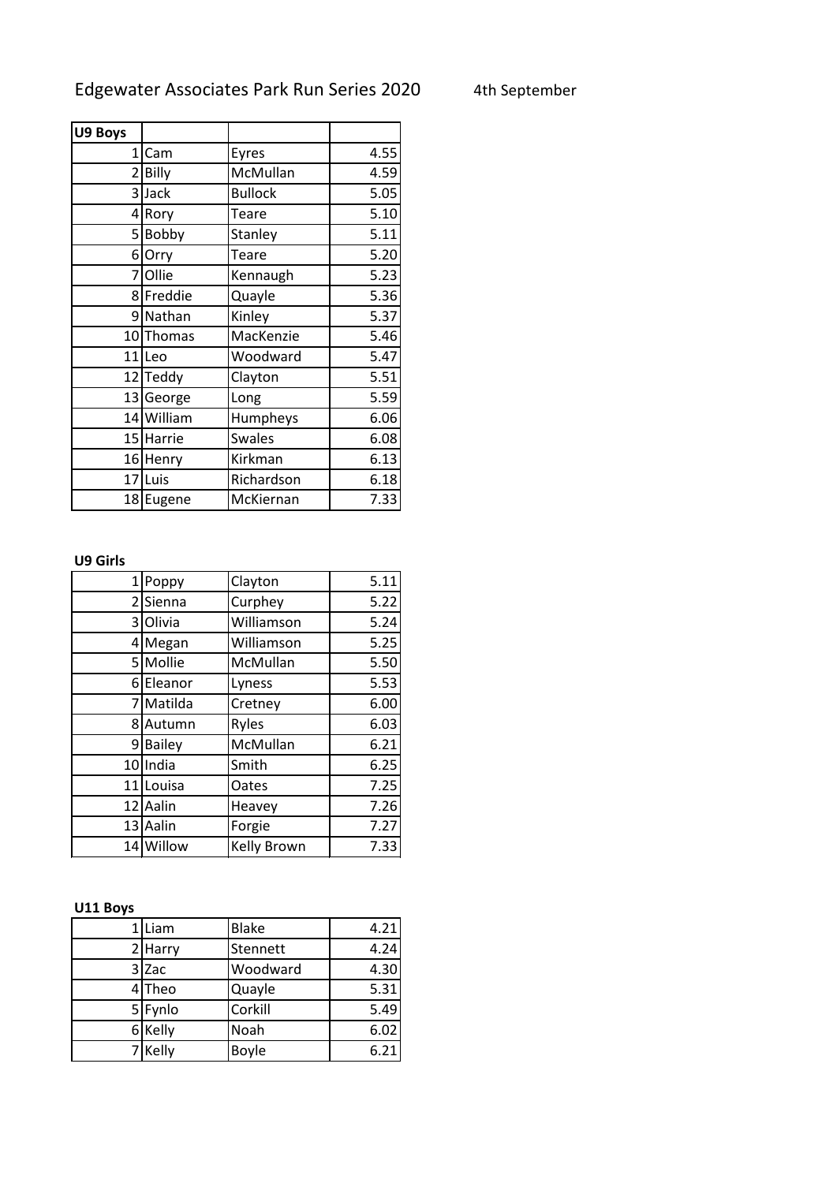# Edgewater Associates Park Run Series 2020

4th September

**U9 Boys**

| | | | |
|---|---|---|---|
| 1 | Cam | Eyres | 4.55 |
| 2 | Billy | McMullan | 4.59 |
| 3 | Jack | Bullock | 5.05 |
| 4 | Rory | Teare | 5.10 |
| 5 | Bobby | Stanley | 5.11 |
| 6 | Orry | Teare | 5.20 |
| 7 | Ollie | Kennaugh | 5.23 |
| 8 | Freddie | Quayle | 5.36 |
| 9 | Nathan | Kinley | 5.37 |
| 10 | Thomas | MacKenzie | 5.46 |
| 11 | Leo | Woodward | 5.47 |
| 12 | Teddy | Clayton | 5.51 |
| 13 | George | Long | 5.59 |
| 14 | William | Humpheys | 6.06 |
| 15 | Harrie | Swales | 6.08 |
| 16 | Henry | Kirkman | 6.13 |
| 17 | Luis | Richardson | 6.18 |
| 18 | Eugene | McKiernan | 7.33 |

**U9 Girls**

| | | | |
|---|---|---|---|
| 1 | Poppy | Clayton | 5.11 |
| 2 | Sienna | Curphey | 5.22 |
| 3 | Olivia | Williamson | 5.24 |
| 4 | Megan | Williamson | 5.25 |
| 5 | Mollie | McMullan | 5.50 |
| 6 | Eleanor | Lyness | 5.53 |
| 7 | Matilda | Cretney | 6.00 |
| 8 | Autumn | Ryles | 6.03 |
| 9 | Bailey | McMullan | 6.21 |
| 10 | India | Smith | 6.25 |
| 11 | Louisa | Oates | 7.25 |
| 12 | Aalin | Heavey | 7.26 |
| 13 | Aalin | Forgie | 7.27 |
| 14 | Willow | Kelly Brown | 7.33 |

**U11 Boys**

| | | | |
|---|---|---|---|
| 1 | Liam | Blake | 4.21 |
| 2 | Harry | Stennett | 4.24 |
| 3 | Zac | Woodward | 4.30 |
| 4 | Theo | Quayle | 5.31 |
| 5 | Fynlo | Corkill | 5.49 |
| 6 | Kelly | Noah | 6.02 |
| 7 | Kelly | Boyle | 6.21 |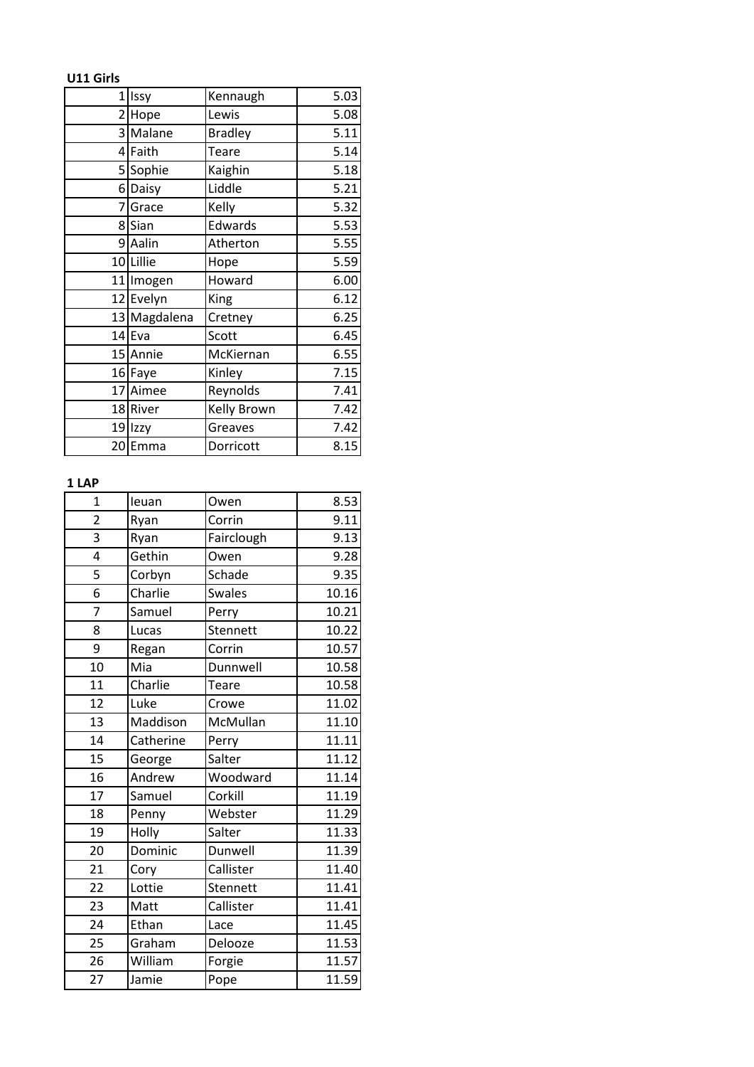**U11 Girls**

| | | | |
|---|---|---|---|
| 1 | Issy | Kennaugh | 5.03 |
| 2 | Hope | Lewis | 5.08 |
| 3 | Malane | Bradley | 5.11 |
| 4 | Faith | Teare | 5.14 |
| 5 | Sophie | Kaighin | 5.18 |
| 6 | Daisy | Liddle | 5.21 |
| 7 | Grace | Kelly | 5.32 |
| 8 | Sian | Edwards | 5.53 |
| 9 | Aalin | Atherton | 5.55 |
| 10 | Lillie | Hope | 5.59 |
| 11 | Imogen | Howard | 6.00 |
| 12 | Evelyn | King | 6.12 |
| 13 | Magdalena | Cretney | 6.25 |
| 14 | Eva | Scott | 6.45 |
| 15 | Annie | McKiernan | 6.55 |
| 16 | Faye | Kinley | 7.15 |
| 17 | Aimee | Reynolds | 7.41 |
| 18 | River | Kelly Brown | 7.42 |
| 19 | Izzy | Greaves | 7.42 |
| 20 | Emma | Dorricott | 8.15 |

**1 LAP**

| | | | |
|---|---|---|---|
| 1 | Ieuan | Owen | 8.53 |
| 2 | Ryan | Corrin | 9.11 |
| 3 | Ryan | Fairclough | 9.13 |
| 4 | Gethin | Owen | 9.28 |
| 5 | Corbyn | Schade | 9.35 |
| 6 | Charlie | Swales | 10.16 |
| 7 | Samuel | Perry | 10.21 |
| 8 | Lucas | Stennett | 10.22 |
| 9 | Regan | Corrin | 10.57 |
| 10 | Mia | Dunnwell | 10.58 |
| 11 | Charlie | Teare | 10.58 |
| 12 | Luke | Crowe | 11.02 |
| 13 | Maddison | McMullan | 11.10 |
| 14 | Catherine | Perry | 11.11 |
| 15 | George | Salter | 11.12 |
| 16 | Andrew | Woodward | 11.14 |
| 17 | Samuel | Corkill | 11.19 |
| 18 | Penny | Webster | 11.29 |
| 19 | Holly | Salter | 11.33 |
| 20 | Dominic | Dunwell | 11.39 |
| 21 | Cory | Callister | 11.40 |
| 22 | Lottie | Stennett | 11.41 |
| 23 | Matt | Callister | 11.41 |
| 24 | Ethan | Lace | 11.45 |
| 25 | Graham | Delooze | 11.53 |
| 26 | William | Forgie | 11.57 |
| 27 | Jamie | Pope | 11.59 |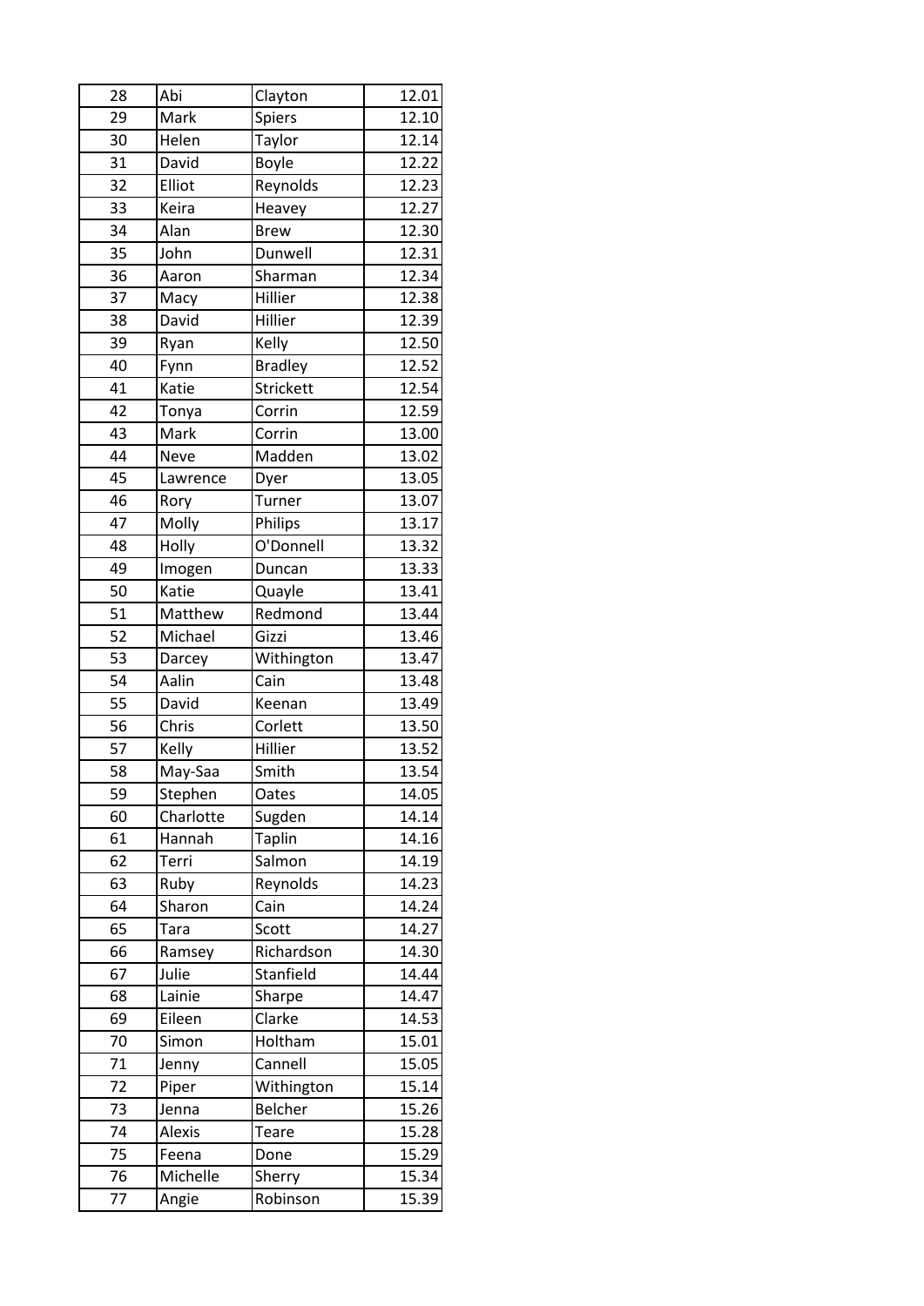| 28 | Abi | Clayton | 12.01 |
|---|---|---|---|
| 29 | Mark | Spiers | 12.10 |
| 30 | Helen | Taylor | 12.14 |
| 31 | David | Boyle | 12.22 |
| 32 | Elliot | Reynolds | 12.23 |
| 33 | Keira | Heavey | 12.27 |
| 34 | Alan | Brew | 12.30 |
| 35 | John | Dunwell | 12.31 |
| 36 | Aaron | Sharman | 12.34 |
| 37 | Macy | Hillier | 12.38 |
| 38 | David | Hillier | 12.39 |
| 39 | Ryan | Kelly | 12.50 |
| 40 | Fynn | Bradley | 12.52 |
| 41 | Katie | Strickett | 12.54 |
| 42 | Tonya | Corrin | 12.59 |
| 43 | Mark | Corrin | 13.00 |
| 44 | Neve | Madden | 13.02 |
| 45 | Lawrence | Dyer | 13.05 |
| 46 | Rory | Turner | 13.07 |
| 47 | Molly | Philips | 13.17 |
| 48 | Holly | O'Donnell | 13.32 |
| 49 | Imogen | Duncan | 13.33 |
| 50 | Katie | Quayle | 13.41 |
| 51 | Matthew | Redmond | 13.44 |
| 52 | Michael | Gizzi | 13.46 |
| 53 | Darcey | Withington | 13.47 |
| 54 | Aalin | Cain | 13.48 |
| 55 | David | Keenan | 13.49 |
| 56 | Chris | Corlett | 13.50 |
| 57 | Kelly | Hillier | 13.52 |
| 58 | May-Saa | Smith | 13.54 |
| 59 | Stephen | Oates | 14.05 |
| 60 | Charlotte | Sugden | 14.14 |
| 61 | Hannah | Taplin | 14.16 |
| 62 | Terri | Salmon | 14.19 |
| 63 | Ruby | Reynolds | 14.23 |
| 64 | Sharon | Cain | 14.24 |
| 65 | Tara | Scott | 14.27 |
| 66 | Ramsey | Richardson | 14.30 |
| 67 | Julie | Stanfield | 14.44 |
| 68 | Lainie | Sharpe | 14.47 |
| 69 | Eileen | Clarke | 14.53 |
| 70 | Simon | Holtham | 15.01 |
| 71 | Jenny | Cannell | 15.05 |
| 72 | Piper | Withington | 15.14 |
| 73 | Jenna | Belcher | 15.26 |
| 74 | Alexis | Teare | 15.28 |
| 75 | Feena | Done | 15.29 |
| 76 | Michelle | Sherry | 15.34 |
| 77 | Angie | Robinson | 15.39 |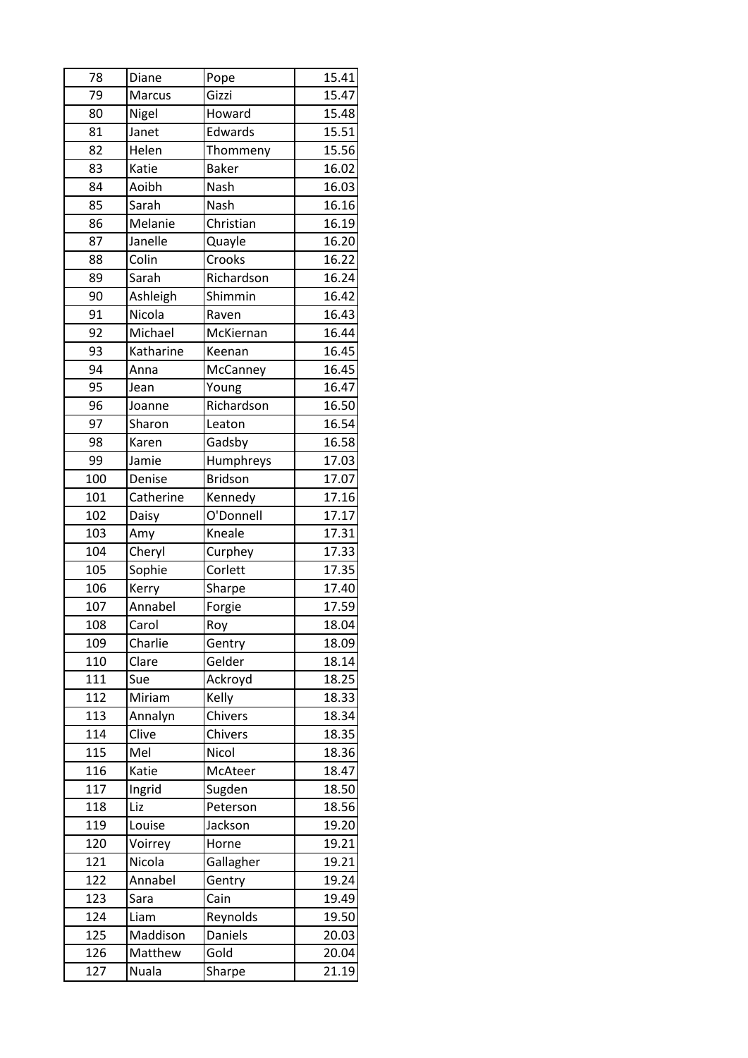| | | | |
|---|---|---|---|
| 78 | Diane | Pope | 15.41 |
| 79 | Marcus | Gizzi | 15.47 |
| 80 | Nigel | Howard | 15.48 |
| 81 | Janet | Edwards | 15.51 |
| 82 | Helen | Thommeny | 15.56 |
| 83 | Katie | Baker | 16.02 |
| 84 | Aoibh | Nash | 16.03 |
| 85 | Sarah | Nash | 16.16 |
| 86 | Melanie | Christian | 16.19 |
| 87 | Janelle | Quayle | 16.20 |
| 88 | Colin | Crooks | 16.22 |
| 89 | Sarah | Richardson | 16.24 |
| 90 | Ashleigh | Shimmin | 16.42 |
| 91 | Nicola | Raven | 16.43 |
| 92 | Michael | McKiernan | 16.44 |
| 93 | Katharine | Keenan | 16.45 |
| 94 | Anna | McCanney | 16.45 |
| 95 | Jean | Young | 16.47 |
| 96 | Joanne | Richardson | 16.50 |
| 97 | Sharon | Leaton | 16.54 |
| 98 | Karen | Gadsby | 16.58 |
| 99 | Jamie | Humphreys | 17.03 |
| 100 | Denise | Bridson | 17.07 |
| 101 | Catherine | Kennedy | 17.16 |
| 102 | Daisy | O'Donnell | 17.17 |
| 103 | Amy | Kneale | 17.31 |
| 104 | Cheryl | Curphey | 17.33 |
| 105 | Sophie | Corlett | 17.35 |
| 106 | Kerry | Sharpe | 17.40 |
| 107 | Annabel | Forgie | 17.59 |
| 108 | Carol | Roy | 18.04 |
| 109 | Charlie | Gentry | 18.09 |
| 110 | Clare | Gelder | 18.14 |
| 111 | Sue | Ackroyd | 18.25 |
| 112 | Miriam | Kelly | 18.33 |
| 113 | Annalyn | Chivers | 18.34 |
| 114 | Clive | Chivers | 18.35 |
| 115 | Mel | Nicol | 18.36 |
| 116 | Katie | McAteer | 18.47 |
| 117 | Ingrid | Sugden | 18.50 |
| 118 | Liz | Peterson | 18.56 |
| 119 | Louise | Jackson | 19.20 |
| 120 | Voirrey | Horne | 19.21 |
| 121 | Nicola | Gallagher | 19.21 |
| 122 | Annabel | Gentry | 19.24 |
| 123 | Sara | Cain | 19.49 |
| 124 | Liam | Reynolds | 19.50 |
| 125 | Maddison | Daniels | 20.03 |
| 126 | Matthew | Gold | 20.04 |
| 127 | Nuala | Sharpe | 21.19 |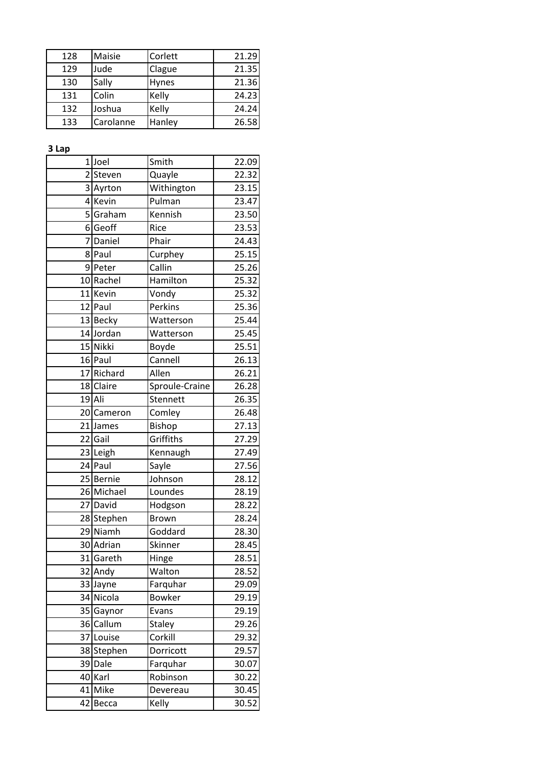| | | | |
|---|---|---|---|
| 128 | Maisie | Corlett | 21.29 |
| 129 | Jude | Clague | 21.35 |
| 130 | Sally | Hynes | 21.36 |
| 131 | Colin | Kelly | 24.23 |
| 132 | Joshua | Kelly | 24.24 |
| 133 | Carolanne | Hanley | 26.58 |

**3 Lap**

| | | | |
|---|---|---|---|
| 1 | Joel | Smith | 22.09 |
| 2 | Steven | Quayle | 22.32 |
| 3 | Ayrton | Withington | 23.15 |
| 4 | Kevin | Pulman | 23.47 |
| 5 | Graham | Kennish | 23.50 |
| 6 | Geoff | Rice | 23.53 |
| 7 | Daniel | Phair | 24.43 |
| 8 | Paul | Curphey | 25.15 |
| 9 | Peter | Callin | 25.26 |
| 10 | Rachel | Hamilton | 25.32 |
| 11 | Kevin | Vondy | 25.32 |
| 12 | Paul | Perkins | 25.36 |
| 13 | Becky | Watterson | 25.44 |
| 14 | Jordan | Watterson | 25.45 |
| 15 | Nikki | Boyde | 25.51 |
| 16 | Paul | Cannell | 26.13 |
| 17 | Richard | Allen | 26.21 |
| 18 | Claire | Sproule-Craine | 26.28 |
| 19 | Ali | Stennett | 26.35 |
| 20 | Cameron | Comley | 26.48 |
| 21 | James | Bishop | 27.13 |
| 22 | Gail | Griffiths | 27.29 |
| 23 | Leigh | Kennaugh | 27.49 |
| 24 | Paul | Sayle | 27.56 |
| 25 | Bernie | Johnson | 28.12 |
| 26 | Michael | Loundes | 28.19 |
| 27 | David | Hodgson | 28.22 |
| 28 | Stephen | Brown | 28.24 |
| 29 | Niamh | Goddard | 28.30 |
| 30 | Adrian | Skinner | 28.45 |
| 31 | Gareth | Hinge | 28.51 |
| 32 | Andy | Walton | 28.52 |
| 33 | Jayne | Farquhar | 29.09 |
| 34 | Nicola | Bowker | 29.19 |
| 35 | Gaynor | Evans | 29.19 |
| 36 | Callum | Staley | 29.26 |
| 37 | Louise | Corkill | 29.32 |
| 38 | Stephen | Dorricott | 29.57 |
| 39 | Dale | Farquhar | 30.07 |
| 40 | Karl | Robinson | 30.22 |
| 41 | Mike | Devereau | 30.45 |
| 42 | Becca | Kelly | 30.52 |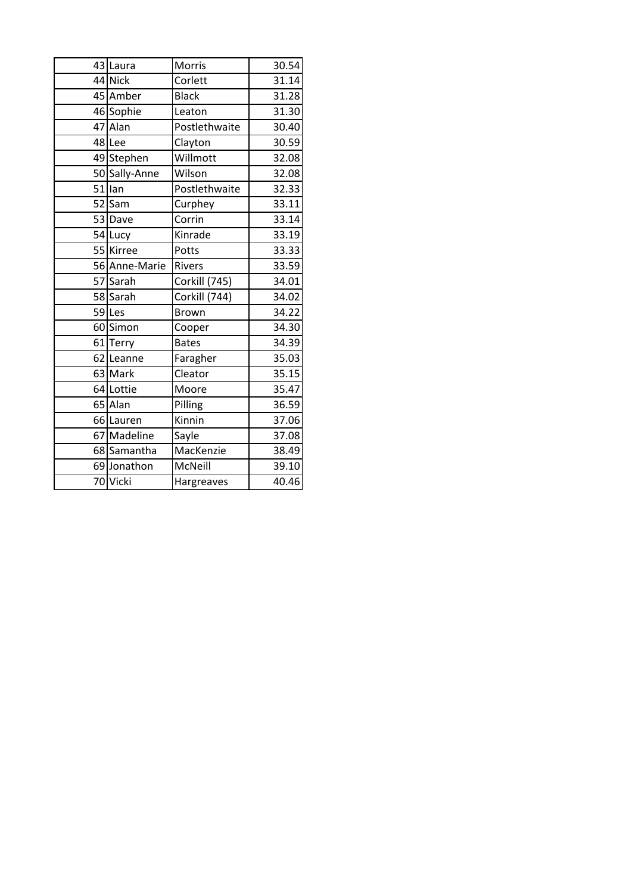| | | | |
|---|---|---|---|
| 43 | Laura | Morris | 30.54 |
| 44 | Nick | Corlett | 31.14 |
| 45 | Amber | Black | 31.28 |
| 46 | Sophie | Leaton | 31.30 |
| 47 | Alan | Postlethwaite | 30.40 |
| 48 | Lee | Clayton | 30.59 |
| 49 | Stephen | Willmott | 32.08 |
| 50 | Sally-Anne | Wilson | 32.08 |
| 51 | Ian | Postlethwaite | 32.33 |
| 52 | Sam | Curphey | 33.11 |
| 53 | Dave | Corrin | 33.14 |
| 54 | Lucy | Kinrade | 33.19 |
| 55 | Kirree | Potts | 33.33 |
| 56 | Anne-Marie | Rivers | 33.59 |
| 57 | Sarah | Corkill (745) | 34.01 |
| 58 | Sarah | Corkill (744) | 34.02 |
| 59 | Les | Brown | 34.22 |
| 60 | Simon | Cooper | 34.30 |
| 61 | Terry | Bates | 34.39 |
| 62 | Leanne | Faragher | 35.03 |
| 63 | Mark | Cleator | 35.15 |
| 64 | Lottie | Moore | 35.47 |
| 65 | Alan | Pilling | 36.59 |
| 66 | Lauren | Kinnin | 37.06 |
| 67 | Madeline | Sayle | 37.08 |
| 68 | Samantha | MacKenzie | 38.49 |
| 69 | Jonathon | McNeill | 39.10 |
| 70 | Vicki | Hargreaves | 40.46 |